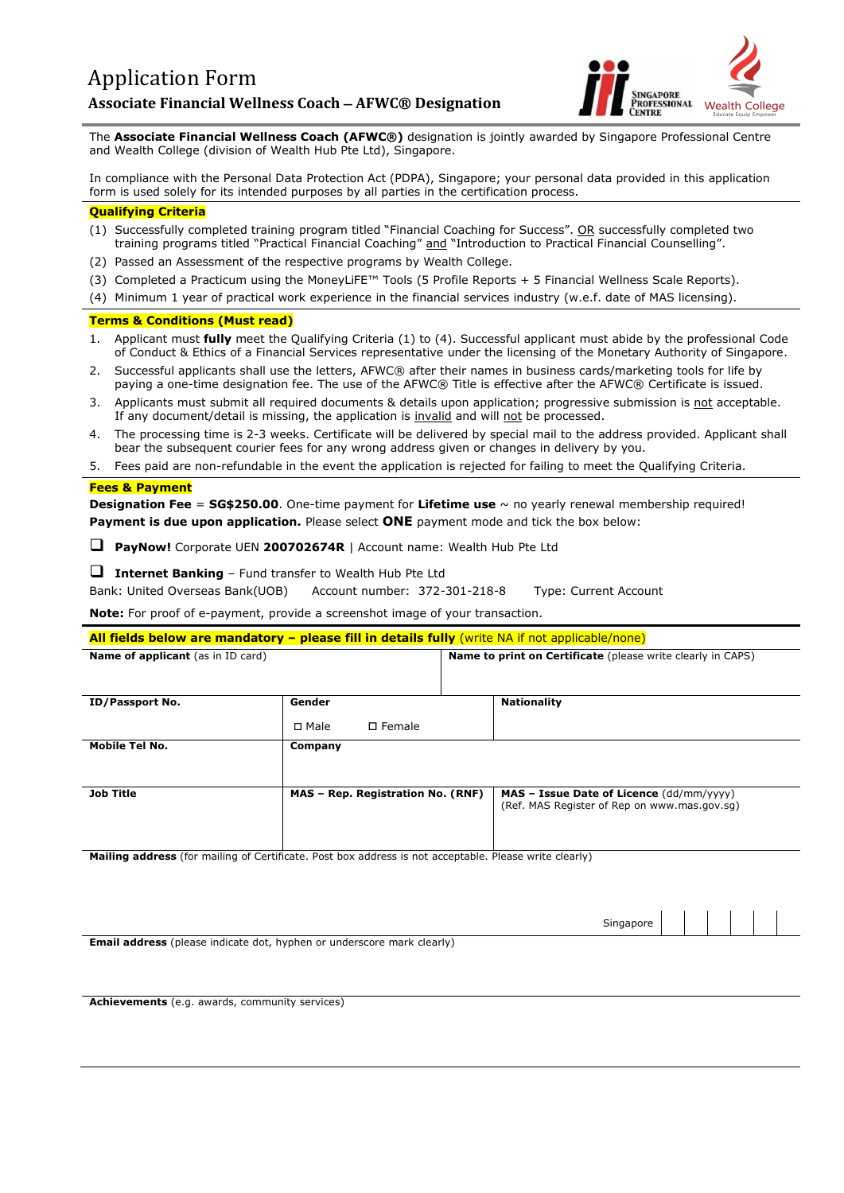# Application Form

## Associate Financial Wellness Coach – AFWC® Designation

The **Associate Financial Wellness Coach (AFWC®)** designation is jointly awarded by Singapore Professional Centre and Wealth College (division of Wealth Hub Pte Ltd), Singapore.

In compliance with the Personal Data Protection Act (PDPA), Singapore; your personal data provided in this application form is used solely for its intended purposes by all parties in the certification process.

### Qualifying Criteria

(1) Successfully completed training program titled "Financial Coaching for Success". OR successfully completed two training programs titled "Practical Financial Coaching" and "Introduction to Practical Financial Counselling".

(2) Passed an Assessment of the respective programs by Wealth College.

(3) Completed a Practicum using the MoneyLiFE™ Tools (5 Profile Reports + 5 Financial Wellness Scale Reports).

(4) Minimum 1 year of practical work experience in the financial services industry (w.e.f. date of MAS licensing).

### Terms & Conditions (Must read)

1. Applicant must **fully** meet the Qualifying Criteria (1) to (4). Successful applicant must abide by the professional Code of Conduct & Ethics of a Financial Services representative under the licensing of the Monetary Authority of Singapore.
2. Successful applicants shall use the letters, AFWC® after their names in business cards/marketing tools for life by paying a one-time designation fee. The use of the AFWC® Title is effective after the AFWC® Certificate is issued.
3. Applicants must submit all required documents & details upon application; progressive submission is not acceptable. If any document/detail is missing, the application is invalid and will not be processed.
4. The processing time is 2-3 weeks. Certificate will be delivered by special mail to the address provided. Applicant shall bear the subsequent courier fees for any wrong address given or changes in delivery by you.
5. Fees paid are non-refundable in the event the application is rejected for failing to meet the Qualifying Criteria.

### Fees & Payment

**Designation Fee** = **SG$250.00**. One-time payment for **Lifetime use** ~ no yearly renewal membership required!
**Payment is due upon application.** Please select **ONE** payment mode and tick the box below:

☐ **PayNow!** Corporate UEN **200702674R** | Account name: Wealth Hub Pte Ltd

☐ **Internet Banking** – Fund transfer to Wealth Hub Pte Ltd
Bank: United Overseas Bank(UOB) Account number: 372-301-218-8 Type: Current Account

**Note:** For proof of e-payment, provide a screenshot image of your transaction.

### All fields below are mandatory – please fill in details fully (write NA if not applicable/none)

| **Name of applicant** (as in ID card) | | **Name to print on Certificate** (please write clearly in CAPS) |
|---|---|---|
| **ID/Passport No.** | **Gender** ☐ Male ☐ Female | **Nationality** |
| **Mobile Tel No.** | **Company** | |
| **Job Title** | **MAS – Rep. Registration No. (RNF)** | **MAS – Issue Date of Licence** (dd/mm/yyyy) (Ref. MAS Register of Rep on www.mas.gov.sg) |

**Mailing address** (for mailing of Certificate. Post box address is not acceptable. Please write clearly)

Singapore | | | | | | |

**Email address** (please indicate dot, hyphen or underscore mark clearly)

**Achievements** (e.g. awards, community services)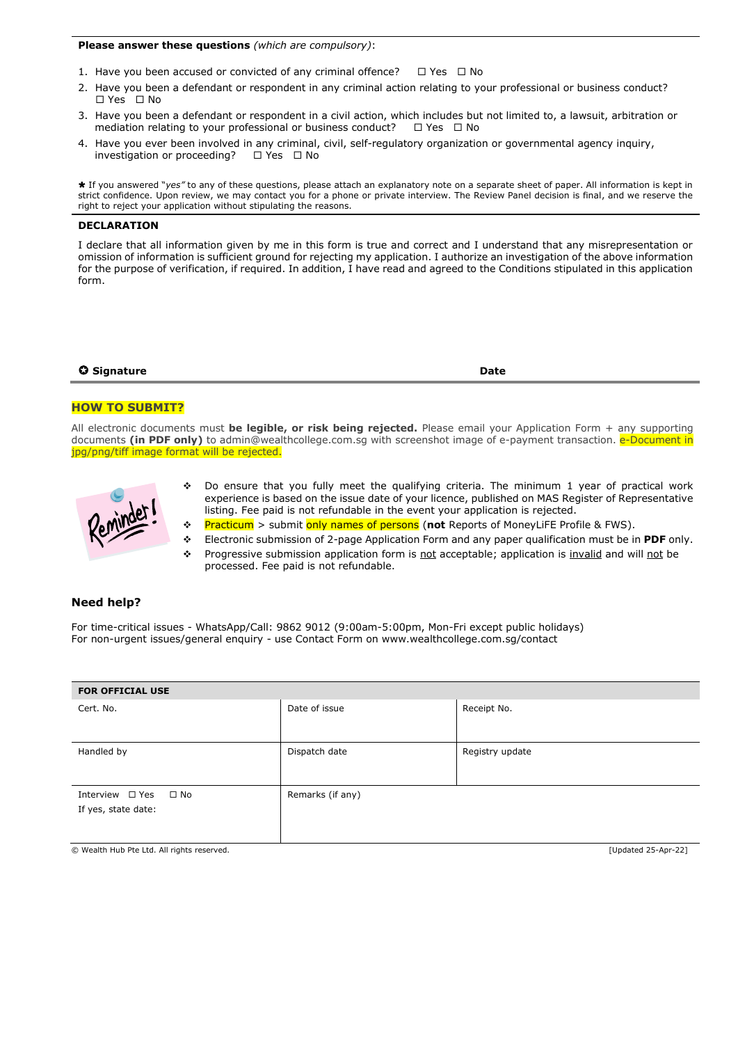**Please answer these questions** *(which are compulsory)*:

1. Have you been accused or convicted of any criminal offence? ☐ Yes ☐ No
2. Have you been a defendant or respondent in any criminal action relating to your professional or business conduct? ☐ Yes ☐ No
3. Have you been a defendant or respondent in a civil action, which includes but not limited to, a lawsuit, arbitration or mediation relating to your professional or business conduct? ☐ Yes ☐ No
4. Have you ever been involved in any criminal, civil, self-regulatory organization or governmental agency inquiry, investigation or proceeding? ☐ Yes ☐ No

✱ If you answered "*yes*" to any of these questions, please attach an explanatory note on a separate sheet of paper. All information is kept in strict confidence. Upon review, we may contact you for a phone or private interview. The Review Panel decision is final, and we reserve the right to reject your application without stipulating the reasons.

**DECLARATION**

I declare that all information given by me in this form is true and correct and I understand that any misrepresentation or omission of information is sufficient ground for rejecting my application. I authorize an investigation of the above information for the purpose of verification, if required. In addition, I have read and agreed to the Conditions stipulated in this application form.

**✪ Signature** **Date**

## HOW TO SUBMIT?

All electronic documents must **be legible, or risk being rejected.** Please email your Application Form + any supporting documents **(in PDF only)** to admin@wealthcollege.com.sg with screenshot image of e-payment transaction. e-Document in jpg/png/tiff image format will be rejected.

Reminder!

- Do ensure that you fully meet the qualifying criteria. The minimum 1 year of practical work experience is based on the issue date of your licence, published on MAS Register of Representative listing. Fee paid is not refundable in the event your application is rejected.
- Practicum > submit only names of persons (**not** Reports of MoneyLiFE Profile & FWS).
- Electronic submission of 2-page Application Form and any paper qualification must be in **PDF** only.
- Progressive submission application form is not acceptable; application is invalid and will not be processed. Fee paid is not refundable.

### Need help?

For time-critical issues - WhatsApp/Call: 9862 9012 (9:00am-5:00pm, Mon-Fri except public holidays)
For non-urgent issues/general enquiry - use Contact Form on www.wealthcollege.com.sg/contact

| FOR OFFICIAL USE | | |
|---|---|---|
| Cert. No. | Date of issue | Receipt No. |
| Handled by | Dispatch date | Registry update |
| Interview ☐ Yes ☐ No<br>If yes, state date: | Remarks (if any) | |

© Wealth Hub Pte Ltd. All rights reserved. [Updated 25-Apr-22]